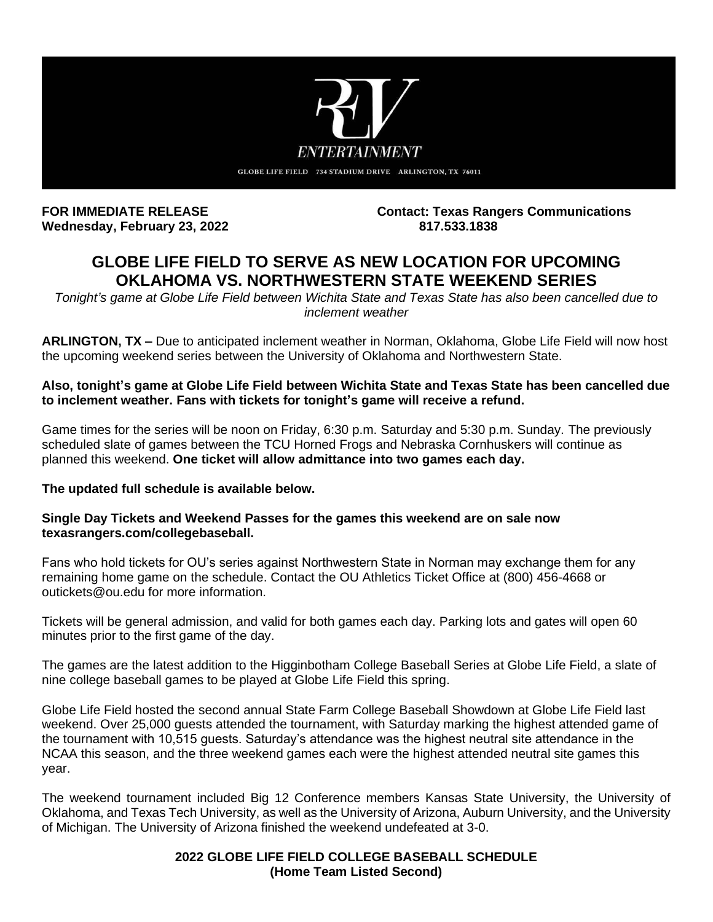REV ENTERTAINMENT

GLOBE LIFE FIELD 734 STADIUM DRIVE ARLINGTON, TX 76011

**FOR IMMEDIATE RELEASE**
**Wednesday, February 23, 2022**

**Contact: Texas Rangers Communications**
**817.533.1838**

## GLOBE LIFE FIELD TO SERVE AS NEW LOCATION FOR UPCOMING OKLAHOMA VS. NORTHWESTERN STATE WEEKEND SERIES

*Tonight's game at Globe Life Field between Wichita State and Texas State has also been cancelled due to inclement weather*

**ARLINGTON, TX –** Due to anticipated inclement weather in Norman, Oklahoma, Globe Life Field will now host the upcoming weekend series between the University of Oklahoma and Northwestern State.

**Also, tonight's game at Globe Life Field between Wichita State and Texas State has been cancelled due to inclement weather. Fans with tickets for tonight's game will receive a refund.**

Game times for the series will be noon on Friday, 6:30 p.m. Saturday and 5:30 p.m. Sunday. The previously scheduled slate of games between the TCU Horned Frogs and Nebraska Cornhuskers will continue as planned this weekend. **One ticket will allow admittance into two games each day.**

**The updated full schedule is available below.**

**Single Day Tickets and Weekend Passes for the games this weekend are on sale now texasrangers.com/collegebaseball.**

Fans who hold tickets for OU's series against Northwestern State in Norman may exchange them for any remaining home game on the schedule. Contact the OU Athletics Ticket Office at (800) 456-4668 or outickets@ou.edu for more information.

Tickets will be general admission, and valid for both games each day. Parking lots and gates will open 60 minutes prior to the first game of the day.

The games are the latest addition to the Higginbotham College Baseball Series at Globe Life Field, a slate of nine college baseball games to be played at Globe Life Field this spring.

Globe Life Field hosted the second annual State Farm College Baseball Showdown at Globe Life Field last weekend. Over 25,000 guests attended the tournament, with Saturday marking the highest attended game of the tournament with 10,515 guests. Saturday's attendance was the highest neutral site attendance in the NCAA this season, and the three weekend games each were the highest attended neutral site games this year.

The weekend tournament included Big 12 Conference members Kansas State University, the University of Oklahoma, and Texas Tech University, as well as the University of Arizona, Auburn University, and the University of Michigan. The University of Arizona finished the weekend undefeated at 3-0.

**2022 GLOBE LIFE FIELD COLLEGE BASEBALL SCHEDULE**
**(Home Team Listed Second)**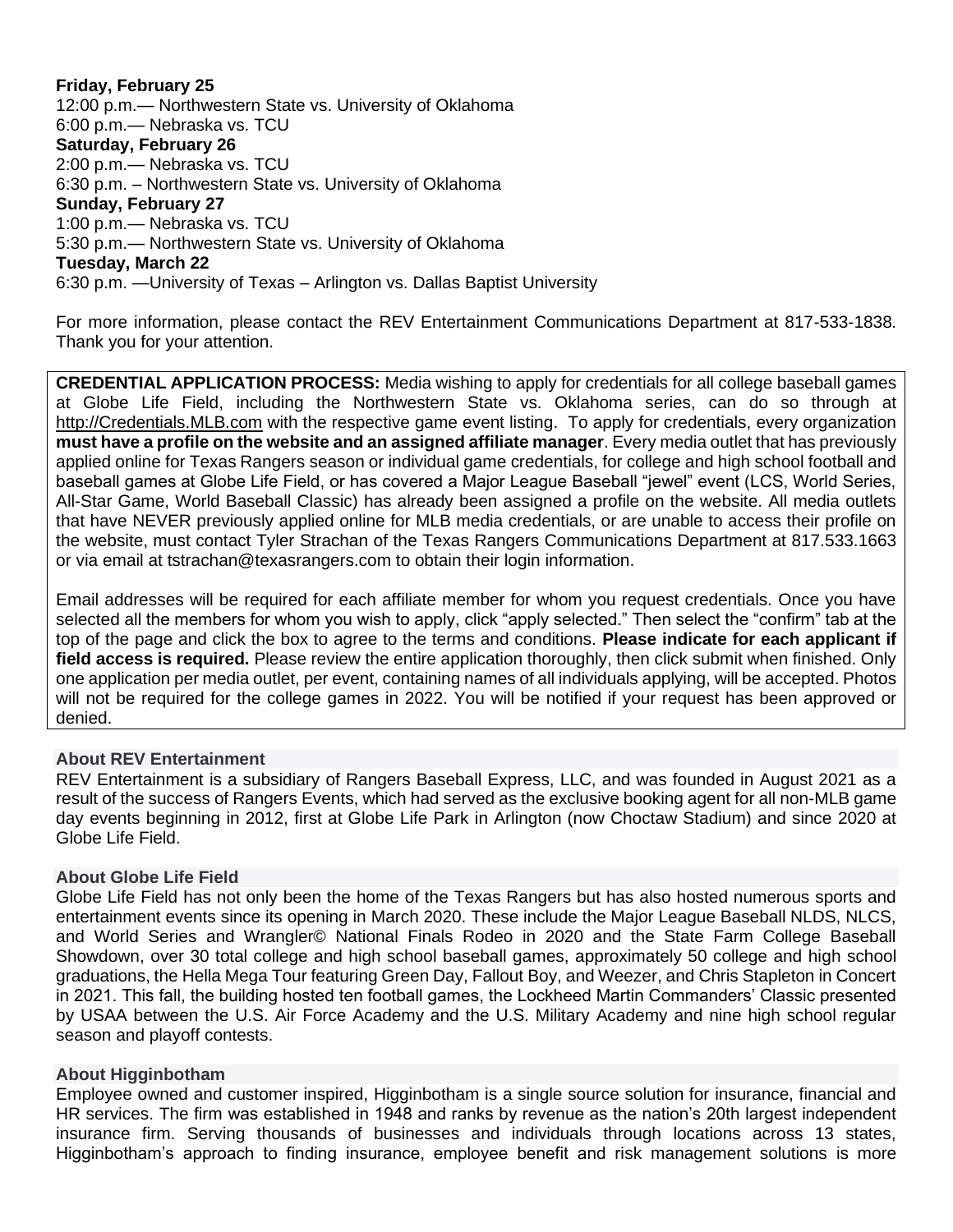**Friday, February 25**
12:00 p.m.— Northwestern State vs. University of Oklahoma
6:00 p.m.— Nebraska vs. TCU
**Saturday, February 26**
2:00 p.m.— Nebraska vs. TCU
6:30 p.m. – Northwestern State vs. University of Oklahoma
**Sunday, February 27**
1:00 p.m.— Nebraska vs. TCU
5:30 p.m.— Northwestern State vs. University of Oklahoma
**Tuesday, March 22**
6:30 p.m. —University of Texas – Arlington vs. Dallas Baptist University

For more information, please contact the REV Entertainment Communications Department at 817-533-1838. Thank you for your attention.

**CREDENTIAL APPLICATION PROCESS:** Media wishing to apply for credentials for all college baseball games at Globe Life Field, including the Northwestern State vs. Oklahoma series, can do so through at http://Credentials.MLB.com with the respective game event listing. To apply for credentials, every organization **must have a profile on the website and an assigned affiliate manager**. Every media outlet that has previously applied online for Texas Rangers season or individual game credentials, for college and high school football and baseball games at Globe Life Field, or has covered a Major League Baseball "jewel" event (LCS, World Series, All-Star Game, World Baseball Classic) has already been assigned a profile on the website. All media outlets that have NEVER previously applied online for MLB media credentials, or are unable to access their profile on the website, must contact Tyler Strachan of the Texas Rangers Communications Department at 817.533.1663 or via email at tstrachan@texasrangers.com to obtain their login information.

Email addresses will be required for each affiliate member for whom you request credentials. Once you have selected all the members for whom you wish to apply, click "apply selected." Then select the "confirm" tab at the top of the page and click the box to agree to the terms and conditions. **Please indicate for each applicant if field access is required.** Please review the entire application thoroughly, then click submit when finished. Only one application per media outlet, per event, containing names of all individuals applying, will be accepted. Photos will not be required for the college games in 2022. You will be notified if your request has been approved or denied.

## About REV Entertainment

REV Entertainment is a subsidiary of Rangers Baseball Express, LLC, and was founded in August 2021 as a result of the success of Rangers Events, which had served as the exclusive booking agent for all non-MLB game day events beginning in 2012, first at Globe Life Park in Arlington (now Choctaw Stadium) and since 2020 at Globe Life Field.

## About Globe Life Field

Globe Life Field has not only been the home of the Texas Rangers but has also hosted numerous sports and entertainment events since its opening in March 2020. These include the Major League Baseball NLDS, NLCS, and World Series and Wrangler© National Finals Rodeo in 2020 and the State Farm College Baseball Showdown, over 30 total college and high school baseball games, approximately 50 college and high school graduations, the Hella Mega Tour featuring Green Day, Fallout Boy, and Weezer, and Chris Stapleton in Concert in 2021. This fall, the building hosted ten football games, the Lockheed Martin Commanders' Classic presented by USAA between the U.S. Air Force Academy and the U.S. Military Academy and nine high school regular season and playoff contests.

## About Higginbotham

Employee owned and customer inspired, Higginbotham is a single source solution for insurance, financial and HR services. The firm was established in 1948 and ranks by revenue as the nation's 20th largest independent insurance firm. Serving thousands of businesses and individuals through locations across 13 states, Higginbotham's approach to finding insurance, employee benefit and risk management solutions is more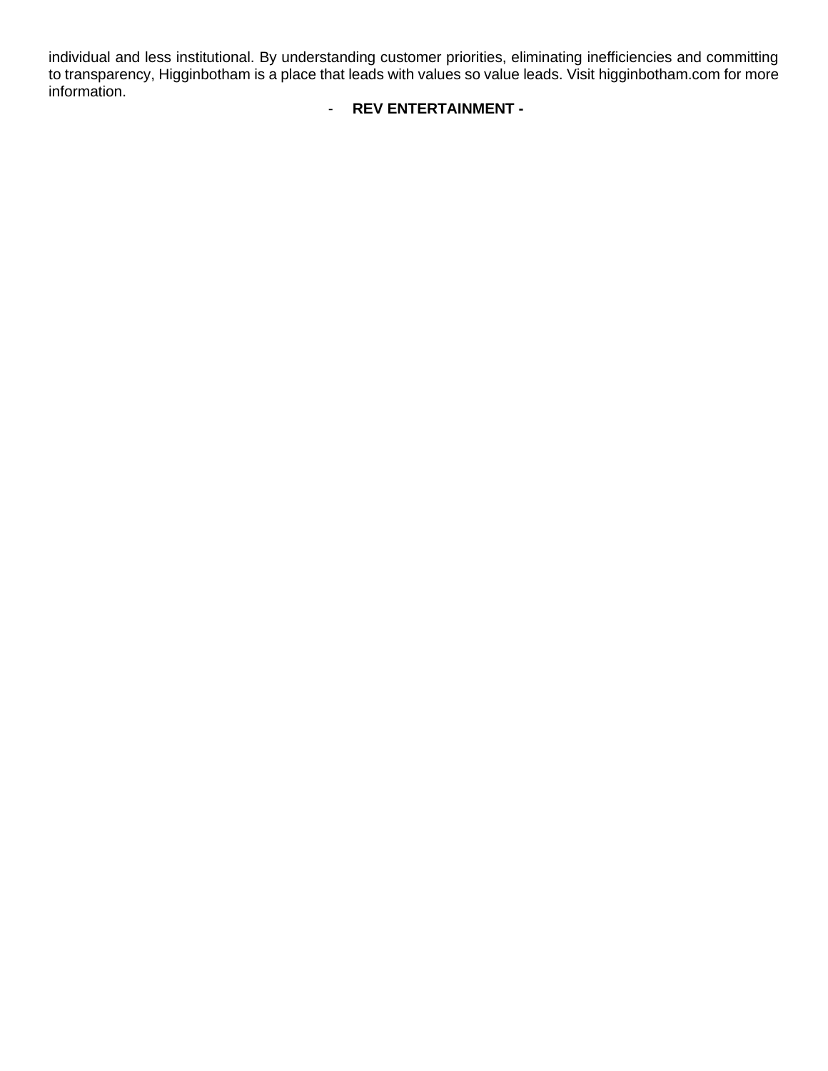individual and less institutional. By understanding customer priorities, eliminating inefficiencies and committing to transparency, Higginbotham is a place that leads with values so value leads. Visit higginbotham.com for more information.

- **REV ENTERTAINMENT -**